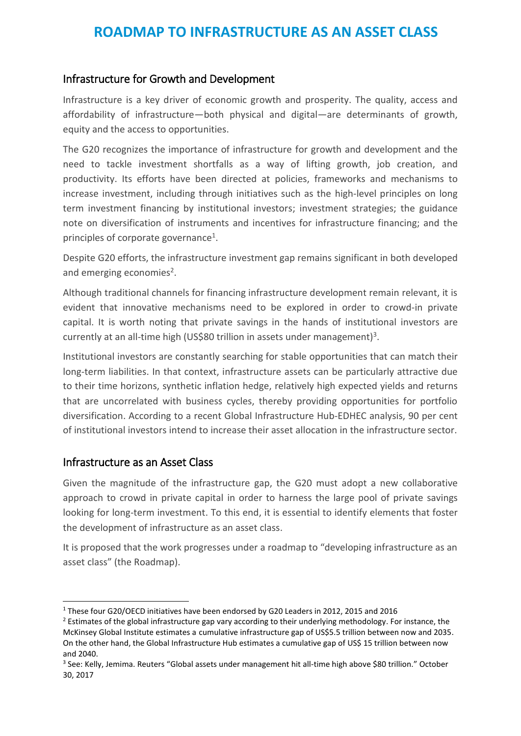# ROADMAP TO INFRASTRUCTURE AS AN ASSET CLASS

## Infrastructure for Growth and Development

Infrastructure is a key driver of economic growth and prosperity. The quality, access and affordability of infrastructure—both physical and digital—are determinants of growth, equity and the access to opportunities.

The G20 recognizes the importance of infrastructure for growth and development and the need to tackle investment shortfalls as a way of lifting growth, job creation, and productivity. Its efforts have been directed at policies, frameworks and mechanisms to increase investment, including through initiatives such as the high-level principles on long term investment financing by institutional investors; investment strategies; the guidance note on diversification of instruments and incentives for infrastructure financing; and the principles of corporate governance[1].

Despite G20 efforts, the infrastructure investment gap remains significant in both developed and emerging economies[2].

Although traditional channels for financing infrastructure development remain relevant, it is evident that innovative mechanisms need to be explored in order to crowd-in private capital. It is worth noting that private savings in the hands of institutional investors are currently at an all-time high (US$80 trillion in assets under management)[3].

Institutional investors are constantly searching for stable opportunities that can match their long-term liabilities. In that context, infrastructure assets can be particularly attractive due to their time horizons, synthetic inflation hedge, relatively high expected yields and returns that are uncorrelated with business cycles, thereby providing opportunities for portfolio diversification. According to a recent Global Infrastructure Hub-EDHEC analysis, 90 per cent of institutional investors intend to increase their asset allocation in the infrastructure sector.

## Infrastructure as an Asset Class

Given the magnitude of the infrastructure gap, the G20 must adopt a new collaborative approach to crowd in private capital in order to harness the large pool of private savings looking for long-term investment. To this end, it is essential to identify elements that foster the development of infrastructure as an asset class.

It is proposed that the work progresses under a roadmap to "developing infrastructure as an asset class" (the Roadmap).

---

[1] These four G20/OECD initiatives have been endorsed by G20 Leaders in 2012, 2015 and 2016

[2] Estimates of the global infrastructure gap vary according to their underlying methodology. For instance, the McKinsey Global Institute estimates a cumulative infrastructure gap of US$5.5 trillion between now and 2035. On the other hand, the Global Infrastructure Hub estimates a cumulative gap of US$ 15 trillion between now and 2040.

[3] See: Kelly, Jemima. Reuters "Global assets under management hit all-time high above $80 trillion." October 30, 2017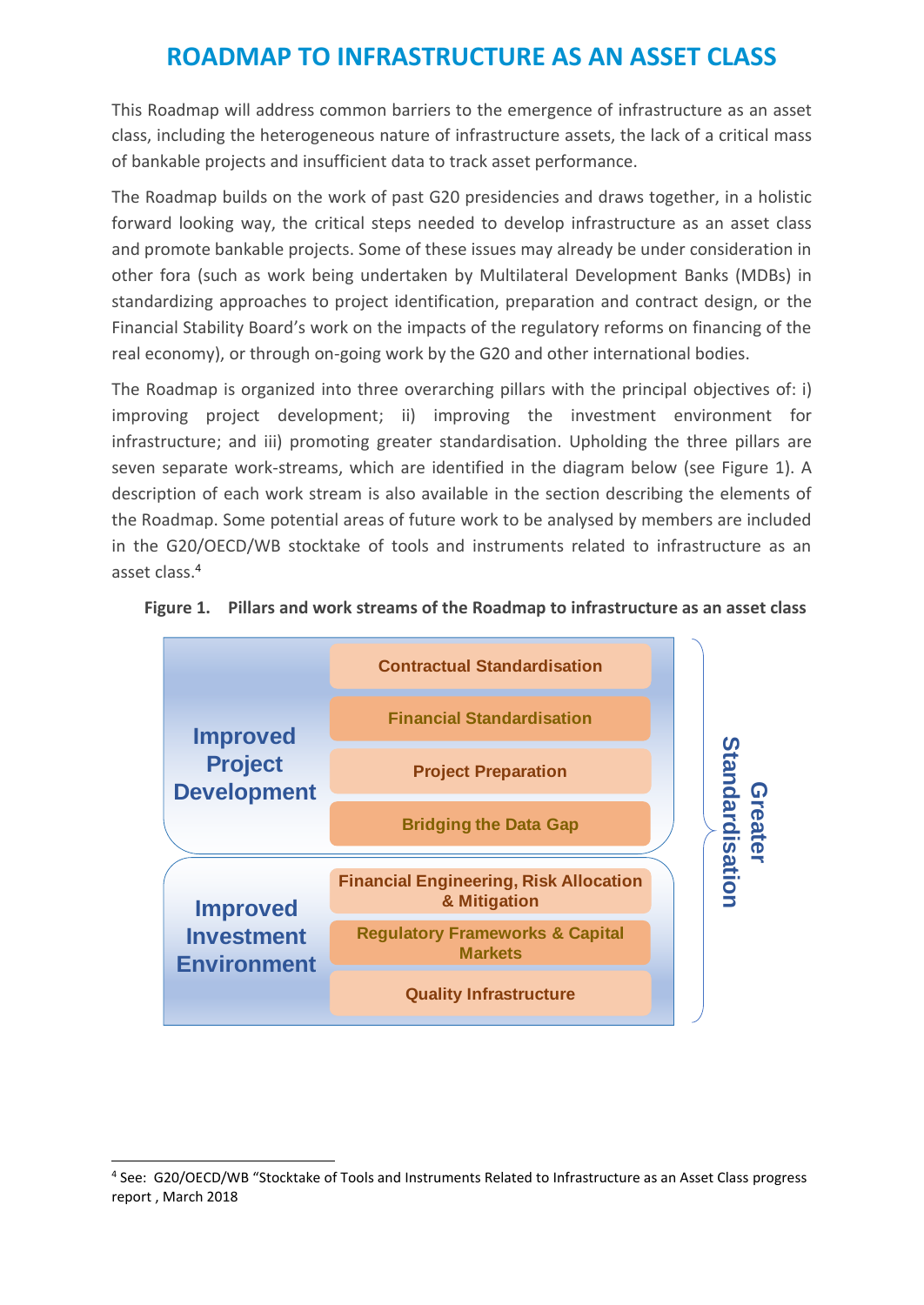# ROADMAP TO INFRASTRUCTURE AS AN ASSET CLASS

This Roadmap will address common barriers to the emergence of infrastructure as an asset class, including the heterogeneous nature of infrastructure assets, the lack of a critical mass of bankable projects and insufficient data to track asset performance.

The Roadmap builds on the work of past G20 presidencies and draws together, in a holistic forward looking way, the critical steps needed to develop infrastructure as an asset class and promote bankable projects. Some of these issues may already be under consideration in other fora (such as work being undertaken by Multilateral Development Banks (MDBs) in standardizing approaches to project identification, preparation and contract design, or the Financial Stability Board's work on the impacts of the regulatory reforms on financing of the real economy), or through on-going work by the G20 and other international bodies.

The Roadmap is organized into three overarching pillars with the principal objectives of: i) improving project development; ii) improving the investment environment for infrastructure; and iii) promoting greater standardisation. Upholding the three pillars are seven separate work-streams, which are identified in the diagram below (see Figure 1). A description of each work stream is also available in the section describing the elements of the Roadmap. Some potential areas of future work to be analysed by members are included in the G20/OECD/WB stocktake of tools and instruments related to infrastructure as an asset class.[4]

**Figure 1. Pillars and work streams of the Roadmap to infrastructure as an asset class**

| Pillar | Work stream | |
|---|---|---|
| **Improved Project Development** | Contractual Standardisation | **Greater Standardisation** |
| | Financial Standardisation | |
| | Project Preparation | |
| | Bridging the Data Gap | |
| **Improved Investment Environment** | Financial Engineering, Risk Allocation & Mitigation | |
| | Regulatory Frameworks & Capital Markets | |
| | Quality Infrastructure | |

[4] See: G20/OECD/WB "Stocktake of Tools and Instruments Related to Infrastructure as an Asset Class progress report , March 2018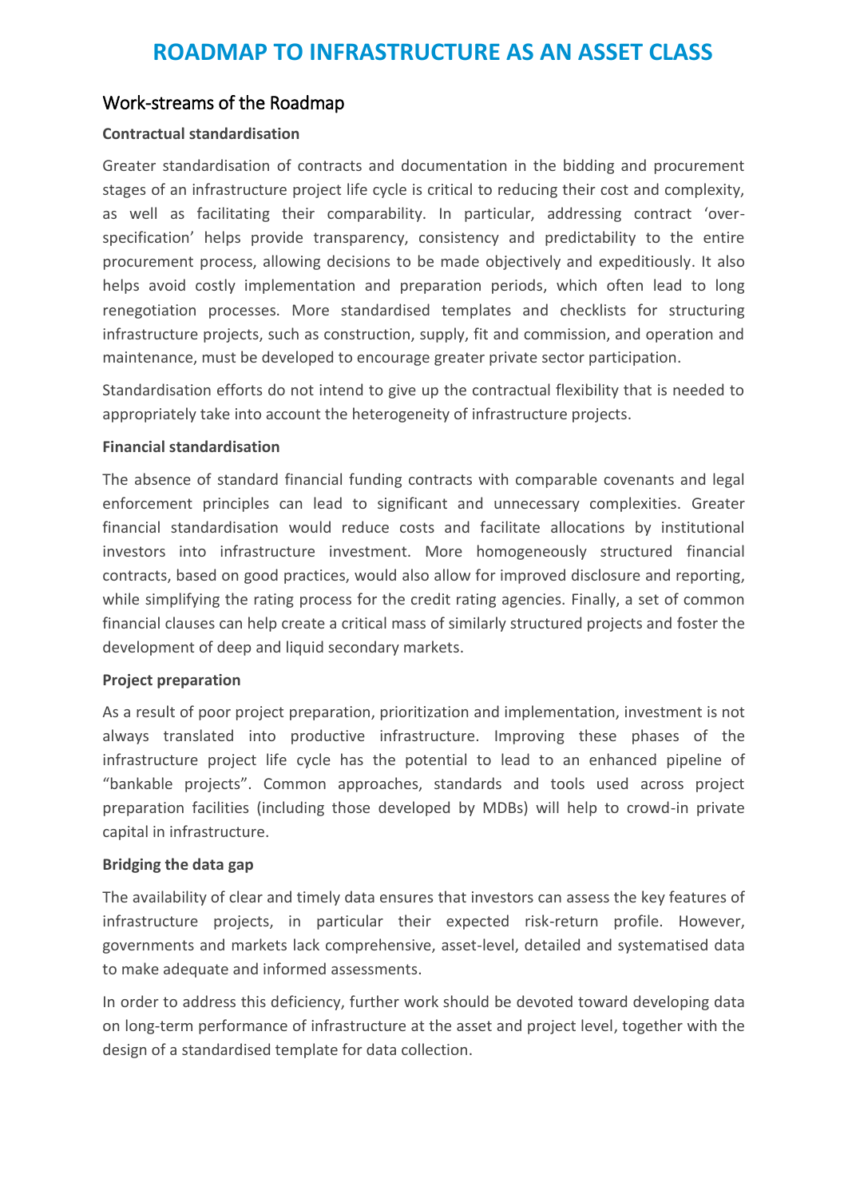# ROADMAP TO INFRASTRUCTURE AS AN ASSET CLASS

## Work-streams of the Roadmap

**Contractual standardisation**

Greater standardisation of contracts and documentation in the bidding and procurement stages of an infrastructure project life cycle is critical to reducing their cost and complexity, as well as facilitating their comparability. In particular, addressing contract 'over-specification' helps provide transparency, consistency and predictability to the entire procurement process, allowing decisions to be made objectively and expeditiously. It also helps avoid costly implementation and preparation periods, which often lead to long renegotiation processes. More standardised templates and checklists for structuring infrastructure projects, such as construction, supply, fit and commission, and operation and maintenance, must be developed to encourage greater private sector participation.

Standardisation efforts do not intend to give up the contractual flexibility that is needed to appropriately take into account the heterogeneity of infrastructure projects.

**Financial standardisation**

The absence of standard financial funding contracts with comparable covenants and legal enforcement principles can lead to significant and unnecessary complexities. Greater financial standardisation would reduce costs and facilitate allocations by institutional investors into infrastructure investment. More homogeneously structured financial contracts, based on good practices, would also allow for improved disclosure and reporting, while simplifying the rating process for the credit rating agencies. Finally, a set of common financial clauses can help create a critical mass of similarly structured projects and foster the development of deep and liquid secondary markets.

**Project preparation**

As a result of poor project preparation, prioritization and implementation, investment is not always translated into productive infrastructure. Improving these phases of the infrastructure project life cycle has the potential to lead to an enhanced pipeline of "bankable projects". Common approaches, standards and tools used across project preparation facilities (including those developed by MDBs) will help to crowd-in private capital in infrastructure.

**Bridging the data gap**

The availability of clear and timely data ensures that investors can assess the key features of infrastructure projects, in particular their expected risk-return profile. However, governments and markets lack comprehensive, asset-level, detailed and systematised data to make adequate and informed assessments.

In order to address this deficiency, further work should be devoted toward developing data on long-term performance of infrastructure at the asset and project level, together with the design of a standardised template for data collection.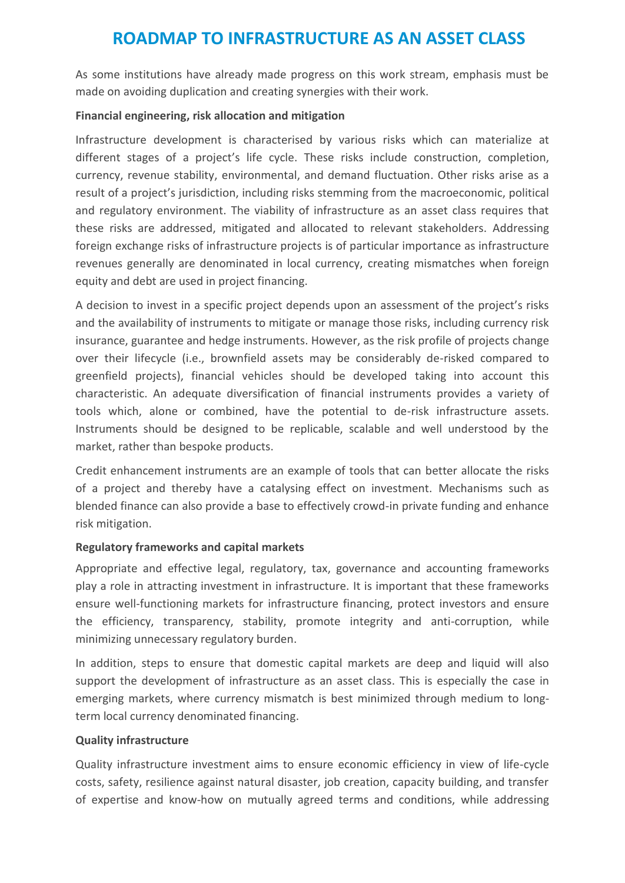As some institutions have already made progress on this work stream, emphasis must be made on avoiding duplication and creating synergies with their work.

**Financial engineering, risk allocation and mitigation**

Infrastructure development is characterised by various risks which can materialize at different stages of a project's life cycle. These risks include construction, completion, currency, revenue stability, environmental, and demand fluctuation. Other risks arise as a result of a project's jurisdiction, including risks stemming from the macroeconomic, political and regulatory environment. The viability of infrastructure as an asset class requires that these risks are addressed, mitigated and allocated to relevant stakeholders. Addressing foreign exchange risks of infrastructure projects is of particular importance as infrastructure revenues generally are denominated in local currency, creating mismatches when foreign equity and debt are used in project financing.

A decision to invest in a specific project depends upon an assessment of the project's risks and the availability of instruments to mitigate or manage those risks, including currency risk insurance, guarantee and hedge instruments. However, as the risk profile of projects change over their lifecycle (i.e., brownfield assets may be considerably de-risked compared to greenfield projects), financial vehicles should be developed taking into account this characteristic. An adequate diversification of financial instruments provides a variety of tools which, alone or combined, have the potential to de-risk infrastructure assets. Instruments should be designed to be replicable, scalable and well understood by the market, rather than bespoke products.

Credit enhancement instruments are an example of tools that can better allocate the risks of a project and thereby have a catalysing effect on investment. Mechanisms such as blended finance can also provide a base to effectively crowd-in private funding and enhance risk mitigation.

**Regulatory frameworks and capital markets**

Appropriate and effective legal, regulatory, tax, governance and accounting frameworks play a role in attracting investment in infrastructure. It is important that these frameworks ensure well-functioning markets for infrastructure financing, protect investors and ensure the efficiency, transparency, stability, promote integrity and anti-corruption, while minimizing unnecessary regulatory burden.

In addition, steps to ensure that domestic capital markets are deep and liquid will also support the development of infrastructure as an asset class. This is especially the case in emerging markets, where currency mismatch is best minimized through medium to long-term local currency denominated financing.

**Quality infrastructure**

Quality infrastructure investment aims to ensure economic efficiency in view of life-cycle costs, safety, resilience against natural disaster, job creation, capacity building, and transfer of expertise and know-how on mutually agreed terms and conditions, while addressing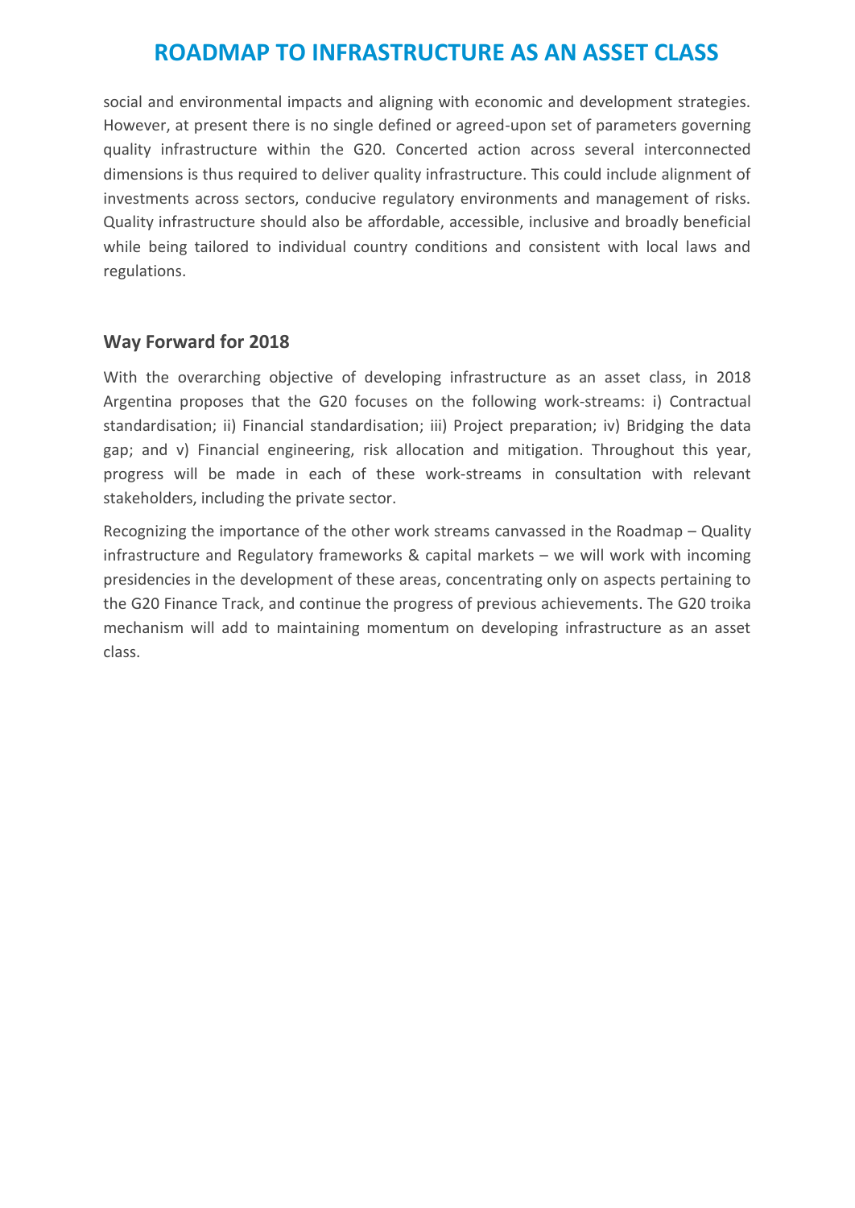social and environmental impacts and aligning with economic and development strategies. However, at present there is no single defined or agreed-upon set of parameters governing quality infrastructure within the G20. Concerted action across several interconnected dimensions is thus required to deliver quality infrastructure. This could include alignment of investments across sectors, conducive regulatory environments and management of risks. Quality infrastructure should also be affordable, accessible, inclusive and broadly beneficial while being tailored to individual country conditions and consistent with local laws and regulations.

## Way Forward for 2018

With the overarching objective of developing infrastructure as an asset class, in 2018 Argentina proposes that the G20 focuses on the following work-streams: i) Contractual standardisation; ii) Financial standardisation; iii) Project preparation; iv) Bridging the data gap; and v) Financial engineering, risk allocation and mitigation. Throughout this year, progress will be made in each of these work-streams in consultation with relevant stakeholders, including the private sector.

Recognizing the importance of the other work streams canvassed in the Roadmap – Quality infrastructure and Regulatory frameworks & capital markets – we will work with incoming presidencies in the development of these areas, concentrating only on aspects pertaining to the G20 Finance Track, and continue the progress of previous achievements. The G20 troika mechanism will add to maintaining momentum on developing infrastructure as an asset class.